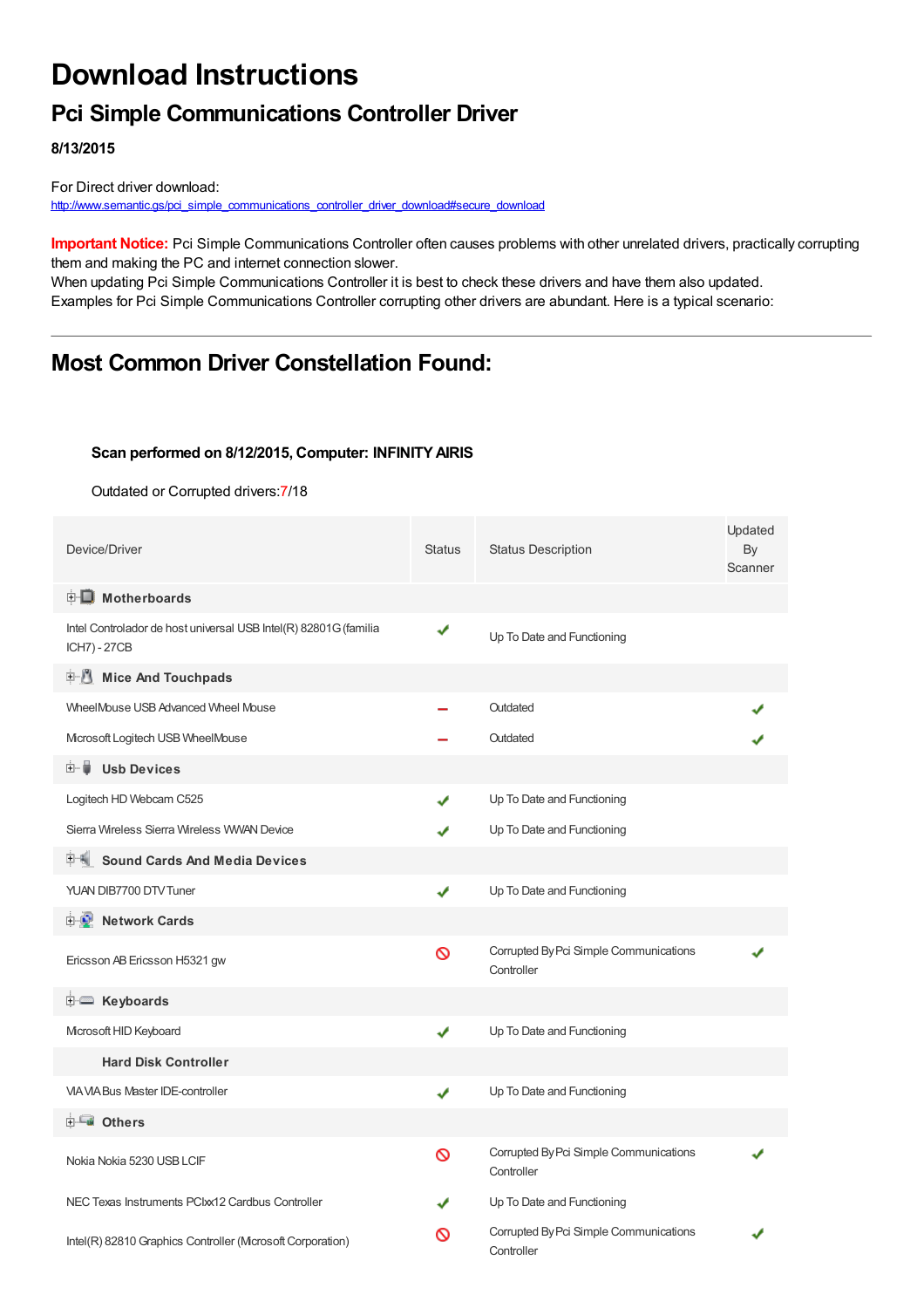# Download Instructions

## Pci Simple Communications Controller Driver

**8/13/2015**

For Direct driver download:
http://www.semantic.gs/pci_simple_communications_controller_driver_download#secure_download

**Important Notice:** Pci Simple Communications Controller often causes problems with other unrelated drivers, practically corrupting them and making the PC and internet connection slower.
When updating Pci Simple Communications Controller it is best to check these drivers and have them also updated.
Examples for Pci Simple Communications Controller corrupting other drivers are abundant. Here is a typical scenario:

---

## Most Common Driver Constellation Found:

**Scan performed on 8/12/2015, Computer: INFINITY AIRIS**

Outdated or Corrupted drivers:7/18

| Device/Driver | Status | Status Description | Updated By Scanner |
|---|---|---|---|
| **Motherboards** | | | |
| Intel Controlador de host universal USB Intel(R) 82801G (familia ICH7) - 27CB | ✔ | Up To Date and Functioning | |
| **Mice And Touchpads** | | | |
| WheelMouse USB Advanced Wheel Mouse | – | Outdated | ✔ |
| Microsoft Logitech USB WheelMouse | – | Outdated | ✔ |
| **Usb Devices** | | | |
| Logitech HD Webcam C525 | ✔ | Up To Date and Functioning | |
| Sierra Wireless Sierra Wireless WWAN Device | ✔ | Up To Date and Functioning | |
| **Sound Cards And Media Devices** | | | |
| YUAN DIB7700 DTV Tuner | ✔ | Up To Date and Functioning | |
| **Network Cards** | | | |
| Ericsson AB Ericsson H5321 gw | ⊘ | Corrupted By Pci Simple Communications Controller | ✔ |
| **Keyboards** | | | |
| Microsoft HID Keyboard | ✔ | Up To Date and Functioning | |
| **Hard Disk Controller** | | | |
| VIA VIA Bus Master IDE-controller | ✔ | Up To Date and Functioning | |
| **Others** | | | |
| Nokia Nokia 5230 USB LCIF | ⊘ | Corrupted By Pci Simple Communications Controller | ✔ |
| NEC Texas Instruments PCIxx12 Cardbus Controller | ✔ | Up To Date and Functioning | |
| Intel(R) 82810 Graphics Controller (Microsoft Corporation) | ⊘ | Corrupted By Pci Simple Communications Controller | ✔ |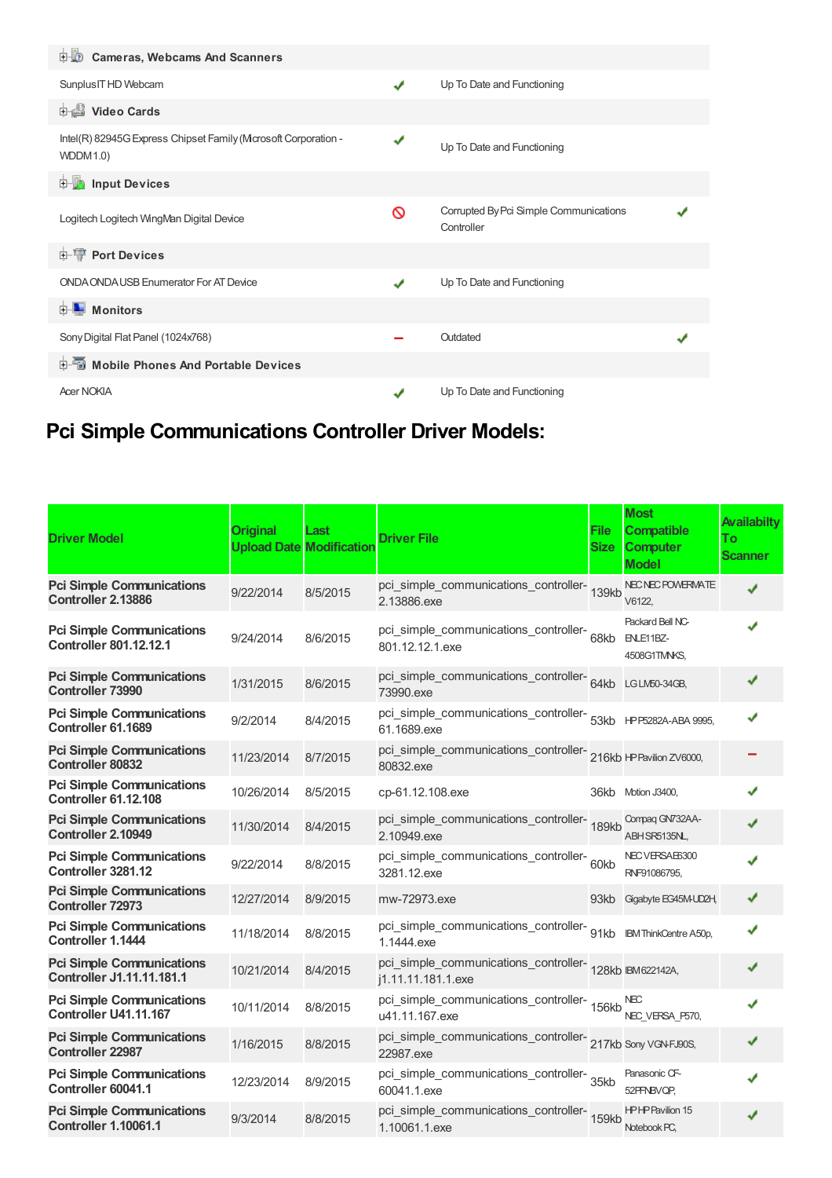| | | | |
|---|---|---|---|
| **Cameras, Webcams And Scanners** | | | |
| SunplusIT HD Webcam | ✔ | Up To Date and Functioning | |
| **Video Cards** | | | |
| Intel(R) 82945G Express Chipset Family (Microsoft Corporation - WDDM 1.0) | ✔ | Up To Date and Functioning | |
| **Input Devices** | | | |
| Logitech Logitech WingMan Digital Device | 🚫 | Corrupted By Pci Simple Communications Controller | ✔ |
| **Port Devices** | | | |
| ONDA ONDA USB Enumerator For AT Device | ✔ | Up To Date and Functioning | |
| **Monitors** | | | |
| Sony Digital Flat Panel (1024x768) | – | Outdated | ✔ |
| **Mobile Phones And Portable Devices** | | | |
| Acer NOKIA | ✔ | Up To Date and Functioning | |

## Pci Simple Communications Controller Driver Models:

| Driver Model | Original Upload Date | Last Modification | Driver File | File Size | Most Compatible Computer Model | Availabilty To Scanner |
|---|---|---|---|---|---|---|
| **Pci Simple Communications Controller 2.13886** | 9/22/2014 | 8/5/2015 | pci_simple_communications_controller-2.13886.exe | 139kb | NEC NEC POWERMATE V6122, | ✔ |
| **Pci Simple Communications Controller 801.12.12.1** | 9/24/2014 | 8/6/2015 | pci_simple_communications_controller-801.12.12.1.exe | 68kb | Packard Bell NC-ENLE11BZ-4508G1TMNKS, | ✔ |
| **Pci Simple Communications Controller 73990** | 1/31/2015 | 8/6/2015 | pci_simple_communications_controller-73990.exe | 64kb | LG LM50-34GB, | ✔ |
| **Pci Simple Communications Controller 61.1689** | 9/2/2014 | 8/4/2015 | pci_simple_communications_controller-61.1689.exe | 53kb | HP P5282A-ABA 9995, | ✔ |
| **Pci Simple Communications Controller 80832** | 11/23/2014 | 8/7/2015 | pci_simple_communications_controller-80832.exe | 216kb | HP Pavilion ZV6000, | – |
| **Pci Simple Communications Controller 61.12.108** | 10/26/2014 | 8/5/2015 | cp-61.12.108.exe | 36kb | Motion J3400, | ✔ |
| **Pci Simple Communications Controller 2.10949** | 11/30/2014 | 8/4/2015 | pci_simple_communications_controller-2.10949.exe | 189kb | Compaq GN732AA-ABH SR5135NL, | ✔ |
| **Pci Simple Communications Controller 3281.12** | 9/22/2014 | 8/8/2015 | pci_simple_communications_controller-3281.12.exe | 60kb | NEC VERSAE6300 RNF91086795, | ✔ |
| **Pci Simple Communications Controller 72973** | 12/27/2014 | 8/9/2015 | mw-72973.exe | 93kb | Gigabyte EG45M-UD2H, | ✔ |
| **Pci Simple Communications Controller 1.1444** | 11/18/2014 | 8/8/2015 | pci_simple_communications_controller-1.1444.exe | 91kb | IBM ThinkCentre A50p, | ✔ |
| **Pci Simple Communications Controller J1.11.11.181.1** | 10/21/2014 | 8/4/2015 | pci_simple_communications_controller-j1.11.11.181.1.exe | 128kb | IBM 622142A, | ✔ |
| **Pci Simple Communications Controller U41.11.167** | 10/11/2014 | 8/8/2015 | pci_simple_communications_controller-u41.11.167.exe | 156kb | NEC NEC_VERSA_P570, | ✔ |
| **Pci Simple Communications Controller 22987** | 1/16/2015 | 8/8/2015 | pci_simple_communications_controller-22987.exe | 217kb | Sony VGN-FJ90S, | ✔ |
| **Pci Simple Communications Controller 60041.1** | 12/23/2014 | 8/9/2015 | pci_simple_communications_controller-60041.1.exe | 35kb | Panasonic CF-52PFNBVQP, | ✔ |
| **Pci Simple Communications Controller 1.10061.1** | 9/3/2014 | 8/8/2015 | pci_simple_communications_controller-1.10061.1.exe | 159kb | HP HP Pavilion 15 Notebook PC, | ✔ |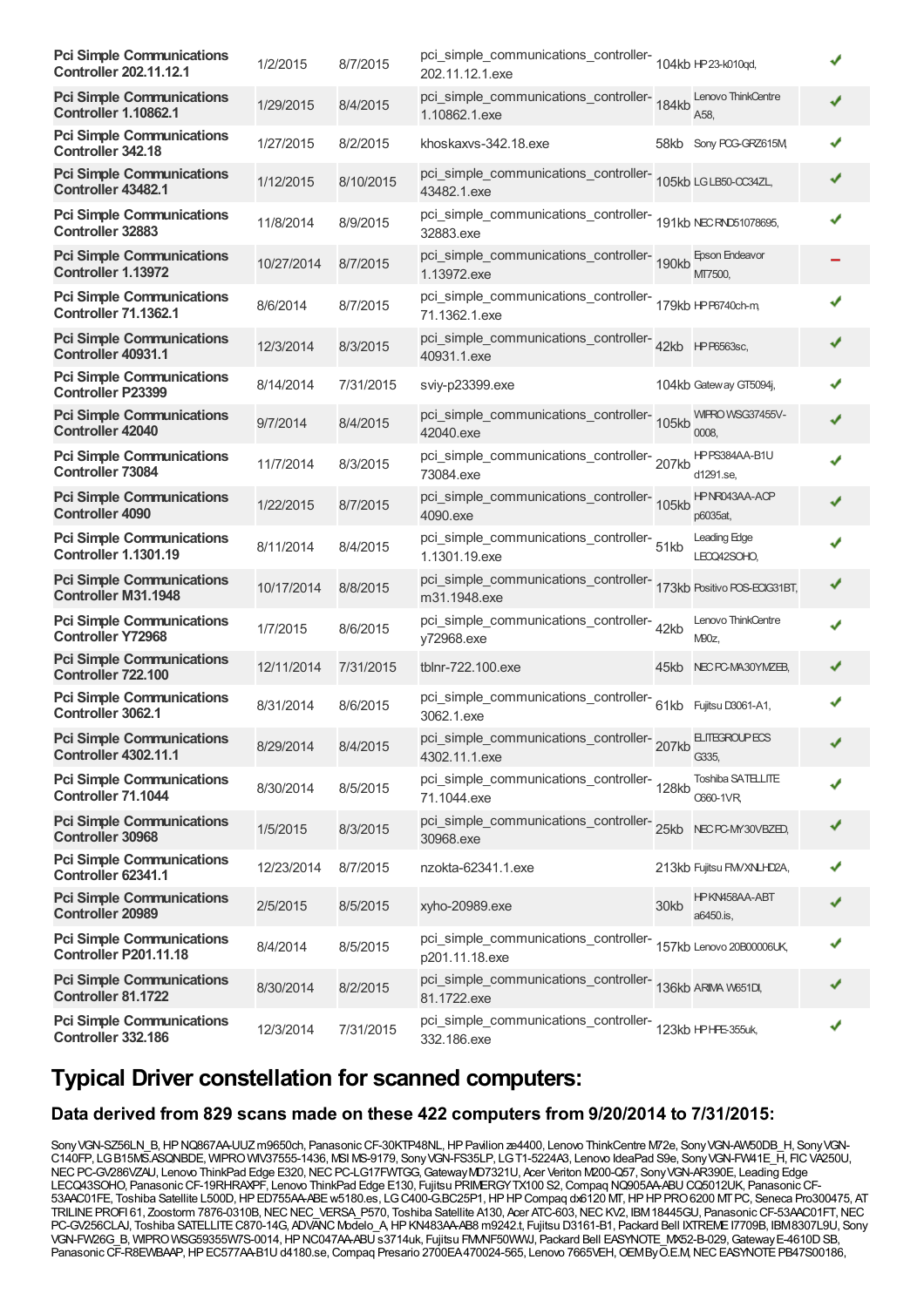| | | | | | | |
|---|---|---|---|---|---|---|
| **Pci Simple Communications Controller 202.11.12.1** | 1/2/2015 | 8/7/2015 | pci_simple_communications_controller-202.11.12.1.exe | 104kb | HP 23-k010qd, | ✔ |
| **Pci Simple Communications Controller 1.10862.1** | 1/29/2015 | 8/4/2015 | pci_simple_communications_controller-1.10862.1.exe | 184kb | Lenovo ThinkCentre A58, | ✔ |
| **Pci Simple Communications Controller 342.18** | 1/27/2015 | 8/2/2015 | khoskaxvs-342.18.exe | 58kb | Sony PCG-GRZ615M, | ✔ |
| **Pci Simple Communications Controller 43482.1** | 1/12/2015 | 8/10/2015 | pci_simple_communications_controller-43482.1.exe | 105kb | LG LB50-CC34ZL, | ✔ |
| **Pci Simple Communications Controller 32883** | 11/8/2014 | 8/9/2015 | pci_simple_communications_controller-32883.exe | 191kb | NEC RND51078695, | ✔ |
| **Pci Simple Communications Controller 1.13972** | 10/27/2014 | 8/7/2015 | pci_simple_communications_controller-1.13972.exe | 190kb | Epson Endeavor MT7500, | – |
| **Pci Simple Communications Controller 71.1362.1** | 8/6/2014 | 8/7/2015 | pci_simple_communications_controller-71.1362.1.exe | 179kb | HP P6740ch-m, | ✔ |
| **Pci Simple Communications Controller 40931.1** | 12/3/2014 | 8/3/2015 | pci_simple_communications_controller-40931.1.exe | 42kb | HP P6563sc, | ✔ |
| **Pci Simple Communications Controller P23399** | 8/14/2014 | 7/31/2015 | sviy-p23399.exe | 104kb | Gateway GT5094j, | ✔ |
| **Pci Simple Communications Controller 42040** | 9/7/2014 | 8/4/2015 | pci_simple_communications_controller-42040.exe | 105kb | WIPRO WSG37455V-0008, | ✔ |
| **Pci Simple Communications Controller 73084** | 11/7/2014 | 8/3/2015 | pci_simple_communications_controller-73084.exe | 207kb | HP PS384AA-B1U d1291.se, | ✔ |
| **Pci Simple Communications Controller 4090** | 1/22/2015 | 8/7/2015 | pci_simple_communications_controller-4090.exe | 105kb | HP NR043AA-ACP p6035at, | ✔ |
| **Pci Simple Communications Controller 1.1301.19** | 8/11/2014 | 8/4/2015 | pci_simple_communications_controller-1.1301.19.exe | 51kb | Leading Edge LECQ42SOHO, | ✔ |
| **Pci Simple Communications Controller M31.1948** | 10/17/2014 | 8/8/2015 | pci_simple_communications_controller-m31.1948.exe | 173kb | Positivo POS-ECIG31BT, | ✔ |
| **Pci Simple Communications Controller Y72968** | 1/7/2015 | 8/6/2015 | pci_simple_communications_controller-y72968.exe | 42kb | Lenovo ThinkCentre M90z, | ✔ |
| **Pci Simple Communications Controller 722.100** | 12/11/2014 | 7/31/2015 | tblnr-722.100.exe | 45kb | NEC PC-MA30YMZEB, | ✔ |
| **Pci Simple Communications Controller 3062.1** | 8/31/2014 | 8/6/2015 | pci_simple_communications_controller-3062.1.exe | 61kb | Fujitsu D3061-A1, | ✔ |
| **Pci Simple Communications Controller 4302.11.1** | 8/29/2014 | 8/4/2015 | pci_simple_communications_controller-4302.11.1.exe | 207kb | ELITEGROUP ECS G335, | ✔ |
| **Pci Simple Communications Controller 71.1044** | 8/30/2014 | 8/5/2015 | pci_simple_communications_controller-71.1044.exe | 128kb | Toshiba SATELLITE C660-1VR, | ✔ |
| **Pci Simple Communications Controller 30968** | 1/5/2015 | 8/3/2015 | pci_simple_communications_controller-30968.exe | 25kb | NEC PC-MY30VBZED, | ✔ |
| **Pci Simple Communications Controller 62341.1** | 12/23/2014 | 8/7/2015 | nzokta-62341.1.exe | 213kb | Fujitsu FMVXNLHD2A, | ✔ |
| **Pci Simple Communications Controller 20989** | 2/5/2015 | 8/5/2015 | xyho-20989.exe | 30kb | HP KN458AA-ABT a6450.is, | ✔ |
| **Pci Simple Communications Controller P201.11.18** | 8/4/2014 | 8/5/2015 | pci_simple_communications_controller-p201.11.18.exe | 157kb | Lenovo 20B00006UK, | ✔ |
| **Pci Simple Communications Controller 81.1722** | 8/30/2014 | 8/2/2015 | pci_simple_communications_controller-81.1722.exe | 136kb | ARIMA W651DI, | ✔ |
| **Pci Simple Communications Controller 332.186** | 12/3/2014 | 7/31/2015 | pci_simple_communications_controller-332.186.exe | 123kb | HP HPE-355uk, | ✔ |

# Typical Driver constellation for scanned computers:

### Data derived from 829 scans made on these 422 computers from 9/20/2014 to 7/31/2015:

Sony VGN-SZ56LN_B, HP NQ867AA-UUZ m9650ch, Panasonic CF-30KTP48NL, HP Pavilion ze4400, Lenovo ThinkCentre M72e, Sony VGN-AW50DB_H, Sony VGN-C140FP, LG B15MS.ASQNBDE, WIPRO WIV37555-1436, MSI MS-9179, Sony VGN-FS35LP, LG T1-5224A3, Lenovo IdeaPad S9e, Sony VGN-FW41E_H, FIC VA250U, NEC PC-GV286VZAU, Lenovo ThinkPad Edge E320, NEC PC-LG17FWTGG, Gateway MD7321U, Acer Veriton M200-Q57, Sony VGN-AR390E, Leading Edge LECQ43SOHO, Panasonic CF-19RHRAXPF, Lenovo ThinkPad Edge E130, Fujitsu PRIMERGY TX100 S2, Compaq NQ905AA-ABU CQ5012UK, Panasonic CF-53AAC01FE, Toshiba Satellite L500D, HP ED755AA-ABE w5180.es, LG C400-G.BC25P1, HP HP Compaq dx6120 MT, HP HP PRO 6200 MT PC, Seneca Pro300475, AT TRILINE PROFI 61, Zoostorm 7876-0310B, NEC NEC_VERSA_P570, Toshiba Satellite A130, Acer ATC-603, NEC KV2, IBM 18445GU, Panasonic CF-53AAC01FT, NEC PC-GV256CLAJ, Toshiba SATELLITE C870-14G, ADVANC Modelo_A, HP KN483AA-AB8 m9242.t, Fujitsu D3161-B1, Packard Bell IXTREME I7709B, IBM 8307L9U, Sony VGN-FW26G_B, WIPRO WSG59355W7S-0014, HP NC047AA-ABU s3714uk, Fujitsu FMVNF50WWJ, Packard Bell EASYNOTE_MX52-B-029, Gateway E-4610D SB, Panasonic CF-R8EWBAAP, HP EC577AA-B1U d4180.se, Compaq Presario 2700EA 470024-565, Lenovo 7665VEH, OEM By O.E.M, NEC EASYNOTE PB47S00186,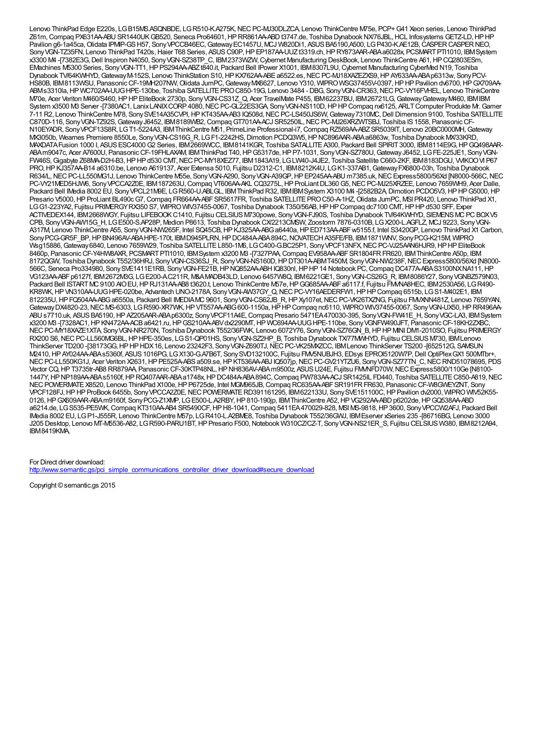Lenovo ThinkPad Edge E220s, LG B15MS.ASQNBDE, LG R510-K.A275K, NEC PC-MJ30DLZCA, Lenovo ThinkCentre M75e, PCP+ G41 Xeon series, Lenovo ThinkPad Z61m, Compaq PX631AA-ABU SR1440UK GB520, Seneca Pro64601, HP RR861AA-ABD t3747.de, Toshiba Dynabook NX76JBL, HCL Infosystems GETZ-LD, HP HP Pavilion g6-1a45ca, Olidata IPMIP-GS H57, Sony VPCCB46EC, Gateway EC1457U, MCJ W820Di1, ASUS BA5190,A500, LG P430-K.AE12B, CASPER CASPER NEO, Sony VGN-TZ35FN, Lenovo ThinkPad T420s, Haier T68 Series, ASUS C90P, HP EP187AA-UUZ t3319.ch, HP RY873AAR-ABA a6028x, PCSMART PTI1010, IBM System x3300 M4 -[7382E3G, Dell Inspiron N4050, Sony VGN-SZ38TP_C, IBM 2373WZW, Cybernet Manufacturing DeskBook, Lenovo ThinkCentre A61, HP CQ2803ESm, EMachines M5300 Series, Sony VGN-TT1, HP PS294AA-ABZ t840.it, Packard Bell IPower X1001, IBM 8307L9U, Cybernet Manufacturing CyberMed N19, Toshiba Dynabook TV/64KWHYD, Gateway M-152S, Lenovo ThinkStation S10, HP KX762AA-ABE a6522.es, NEC PC-MJ18XAZEZXS9, HP AY633AA-ABA p6313w, Sony PCV-HS80B, IBM 8113WSU, Panasonic CF-19MH207NW, Olidata JumPC, Gateway MX6627, Lenovo Y310, WIPRO WSG37455V-0397, HP HP Pavilion dv6700, HP GX709AA-ABM s3310la, HP WC702AA-UUG HPE-130be, Toshiba SATELLITE PRO C850-19G, Lenovo 3484 - DBG, Sony VGN-CR363, NEC PC-VY16FVHEL, Lenovo ThinkCentre M70e, Acer Veriton M460/S460, HP HP EliteBook 2730p, Sony VGN-CS31Z_Q, Acer TravelMate P455, IBM 62237BU, IBM 26721LG, Gateway Gateway M460, IBM IBM System x3500 M3 Server -[7380AC1, Lanix LANIX CORP 4080, NEC PC-GL22ES3GA, Sony VGN-NS110D, HP HP Compaq nx6125, ARLT Computer Produkte Mr. Gamer 7-11 R2, Lenovo ThinkCentre M78, Sony SVE14A35CVPI, HP KT435AA-AB3 IQ508d, NEC PC-LS450JS6W, Gateway 7310MC, Dell Dimension 9100, Toshiba SATELLITE C870D-116, Sony VGN-TZ92S, Gateway J6452, IBM 8189WB2, Compaq GT701AA-ACJ SR5250IL, NEC PC-MJ26XRZWTSBJ, Toshiba IS 1558, Panasonic CF-N10EYADR, Sony VPCF13S8R, LG T1-5224A3, IBM ThinkCentre M51, PrimeLine Professional-i7, Compaq RZ569AA-ABZ SR5039IT, Lenovo 20BC0000MH, Gateway MX3050b, Wearnes Premiere 8550Le, Sony VGN-CS16G_R, LG F1-2242HS, Dimotion PCDQ3W5, HP NC896AAR-ABA a6863w, Toshiba Dynabook MX/33KRD, MAXDATA Fusion 1000 I, ASUS ESC4000 G2 Series, IBM 2669WCC, IBM 8141KGR, Toshiba SATALLITE A300, Packard Bell SPIRIT 3000, IBM 8114E9G, HP GQ498AAR-ABA m9047c, Acer A7600U, Panasonic CF-19FHLAXAM, IBM ThinkPad T40, HP G5317de, HP P7-1031, Sony VGN-SZ780U, Gateway J6452, LG FE-225JE1, Sony VGN-FW46S, Gigabyte Z68MA-D2H-B3, HP HP d530 CMT, NEC PC-MY18XEZ77, IBM 1843A19, LG LW40-J4JE2, Toshiba Satellite C660-2KF, IBM 8183DGU, VVIKOO VI P67 PRO, HP KJ357AA-B14 a6310.be, Lenovo A619137, Acer Extensa 5010, Fujitsu D2312-C1, IBM 8212K4U, LG K1-337AB1, Gateway FX6800-03h, Toshiba Dynabook R634/L, NEC PC-LL550MG1J, Lenovo ThinkCentre M55e, Sony VGN-A290, Sony VGN-A39GP, HP EP245AA-ABU m7385.uk, NEC Express5800/56Xd [N8000-566C, NEC PC-VY21MED5HJW6, Sony VPCCA2Z0E, IBM 187263U, Compaq VT606AA-AKL CQ3275L, HP ProLiant DL360 G5, NEC PC-MJ25XRZEE, Lenovo 7659WH9, Acer Dalle, Packard Bell IMedia 8002 EU, Sony VPCL21M9E, LG R560-U.ABLGL, IBM ThinkPad R32, IBM IBM System X3100 M4 -[2582B2A, Dimotion PCDO5V3, HP HP G5000, HP Presario V5000, HP ProLiant BL490c G7, Compaq FR664AA-ABF SR5617FR, Toshiba SATELLITE PRO C50-A-1HZ, Olidata JumPC, MSI PR420, Lenovo ThinkPad X1, LG G1-223YA2, Fujitsu PRIMERGY RX350 S7, WIPRO WIV37455-0067, Toshiba Dynabook T350/56AB, HP HP Compaq dc7100 CMT, HP HP d530 SFF, Exper ACTIVEDEX144, IBM 2668WGY, Fujitsu LIFEBOOK C1410, Fujitsu CELSIUS M730powe, Sony VGN-FJ90S, Toshiba Dynabook TV/64KWHYD, SIEMENS MC PC BOX V5 CPB, Sony VGN-AW15G_H, LG E500-S.AP28P, Medion P8613, Toshiba Dynabook CX/2213CMSW, Zoostorm 7876-0310B, LG X200-L.AGFLZ, MCJ 9223, Sony VGN-A317M, Lenovo ThinkCentre A55, Sony VGN-NW265F, Intel SQ45CB, HP KJ325AA-ABG a6440a, HP ED713AA-ABF w5155.f, Intel S3420GP, Lenovo ThinkPad X1 Carbon, Sony PCG-GR5F_BP, HP BN496AV-ABA HPE-170t, IBM D945PLRN, HP DC484A-ABA 894C, NOVATECH A35FE/FB, IBM 1871WNV, Sony PCG-K215M, WIPRO Wsg15886, Gateway 6840, Lenovo 7659W29, Toshiba SATELLITE L850-1M6, LG C400-G.BC25P1, Sony VPCF13NFX, NEC PC-VJ25AAN6HJR9, HP HP EliteBook 8460p, Panasonic CF-Y4HW8AXR, PCSMART PTI1010, IBM System x3200 M3 -[7327PAA, Compaq EV958AA-ABF SR1804FR FR620, IBM ThinkCentre A50p, IBM 8172QGW, Toshiba Dynabook T552/36HRJ, Sony VGN-CS36SJ_R, Sony VGN-NS160D, HP DT301A-ABM T450M, Sony VGN-NW238F, NEC Express5800/56Xd [N8000-566C, Seneca Pro334980, Sony SVE1411E1RB, Sony VGN-FE21B, HP NQ852AA-ABH IQ830nl, HP HP 14 Notebook PC, Compaq DC477A-ABA S3100NX NA111, HP VG123AA-ABF p6127f, IBM 2672M3G, LG E200-A.C211R, M&A MADB43LD, Lenovo 6457W8Q, IBM 6221GE1, Sony VGN-CS26G_R, IBM 8086Y27, Sony VGNBZ579N03, Packard Bell ISTART MC 9100 AIO EU, HP RJ131AA-AB8 t3620.t, Lenovo ThinkCentre M57e, HP GG685AA-ABF a6117.f, Fujitsu FMVNA8HEC, IBM 2530A56, LG R490-KR8WK, HP VN310AA-UUG HPE-020be, Advantech UNO-2178A, Sony VGN-AW37GY_Q, NEC PC-VY16AEDERFW1, HP HP Compaq 6515b, LG S1-M402E1, IBM 812235U, HP FQ504AA-ABG a6550a, Packard Bell IMEDIA MC 9601, Sony VGN-CS62JB_R, HP Xy107et, NEC PC-VK26TXZNG, Fujitsu FMVXNN481Z, Lenovo 7659YAN, Gateway DX4820-23, NEC MS-6303, LG R590-XR7WK, HP VT557AA-ABG 600-1150a, HP HP Compaq nc6110, WIPRO WIV37455-0067, Sony VGN-UX50, HP RR496AA-ABU s7710.uk, ASUS BA5190, HP AZ205AAR-ABA p6300z, Sony VPCF11A4E, Compaq Presario 5471EA 470030-395, Sony VGN-FW41E_H, Sony VGC-LA3, IBM System x3200 M3 -[7328AC1, HP KN472AA-ACB a6421.ru, HP GS210AA-ABV dx2290MT, HP WC694AA-UUG HPE-110be, Sony VGNFW490JFT, Panasonic CF-18KH2ZXBC, NEC PC-MY18XAZE1XTA, Sony VGN-NR270N, Toshiba Dynabook T552/36FWK, Lenovo 6072Y76, Sony VGN-SZ76GN_B, HP HP MINI DM1-2010SO, Fujitsu PRIMERGY RX200 S6, NEC PC-LL560MG6BL, HP HPE-350es, LG S1-QP01HS, Sony VGN-SZ2HP_B, Toshiba Dynabook TX/77MWHYD, Fujitsu CELSIUS M730, IBM Lenovo ThinkServer TD200 -[38173GG, HP HP HDX 16, Lenovo 23242F3, Sony VGN-Z690TJ, NEC PC-VK25MXZCC, IBM Lenovo ThinkServer TS200 -[652512G, SAMSUN M2410, HP AY024AA-ABA s5360f, ASUS 1016PG, LG X130-G.A7B6T, Sony SVD132100C, Fujitsu FMV5NUBJH3, EDsys EPROI5120W7P, Dell OptiPlex GX1 500MTbr+, NEC PC-LL550KG1J, Acer Veriton X2631, HP PE525A-ABS a509.se, HP KT536AA-ABJ IQ507jp, NEC PC-GV21YTZU6, Sony VGN-SZ77TN_C, NEC RND51078695, PDS Vector CQ, HP T3735tr-AB8 RR879AA, Panasonic CF-30KTP48NL, HP NH836AV-ABA m9500z, ASUS U24E, Fujitsu FMVNFD70W, NEC Express5800/110Ge [N8100-1447Y, HP NP189AA-ABA s5160f, HP RQ407AAR-ABA a1748x, HP DC484A-ABA 894C, Compaq PW783AA-ACJ SR1425IL FD440, Toshiba SATELLITE C850-A819, NEC NEC POWERMATE X8520, Lenovo ThinkPad X100e, HP P6725de, Intel MGM965JB, Compaq RC635AA-ABF SR191FR FR630, Panasonic CF-W8GWEYZNT, Sony VPCF128FJ, HP HP ProBook 6455b, Sony VPCCA2Z0E, NEC POWERMATE RD391161295, IBM 622133U, Sony SVE151100C, HP Pavilion dv2000, WIPRO WIV52K55-0126, HP GX609AAR-ABA m9160f, Sony PCG-Z1XMP, LG E500-L.A2RBY, HP 810-190jp, IBM ThinkCentre A52, HP VG292AA-ABD p6202de, HP GQ538AA-ABD a6214.de, LG S535-PE5WK, Compaq KT310AA-AB4 SR5490CF, HP H8-1041, Compaq 5411EA 470029-828, MSI MS-9818, HP 3600, Sony VPCCW2AFJ, Packard Bell IMedia 8002 EU, LG P1-J555R, Lenovo ThinkCentre M57p, LG R410-L.A2BME8, Toshiba Dynabook T552/36GWJ, IBM Eserver xSeries 235 -[86716BG, Lenovo 3000 J205 Desktop, Lenovo MT-M5536-A82, LG R590-PARU1BT, HP Presario F500, Notebook W310CZ/CZ-T, Sony VGN-NS21ER_S, Fujitsu CELSIUS W380, IBM 8212A94, IBM 8419KMA,

For Direct driver download:
[http://www.semantic.gs/pci_simple_communications_controller_driver_download#secure_download](http://www.semantic.gs/pci_simple_communications_controller_driver_download#secure_download)

Copyright © semantic.gs 2015